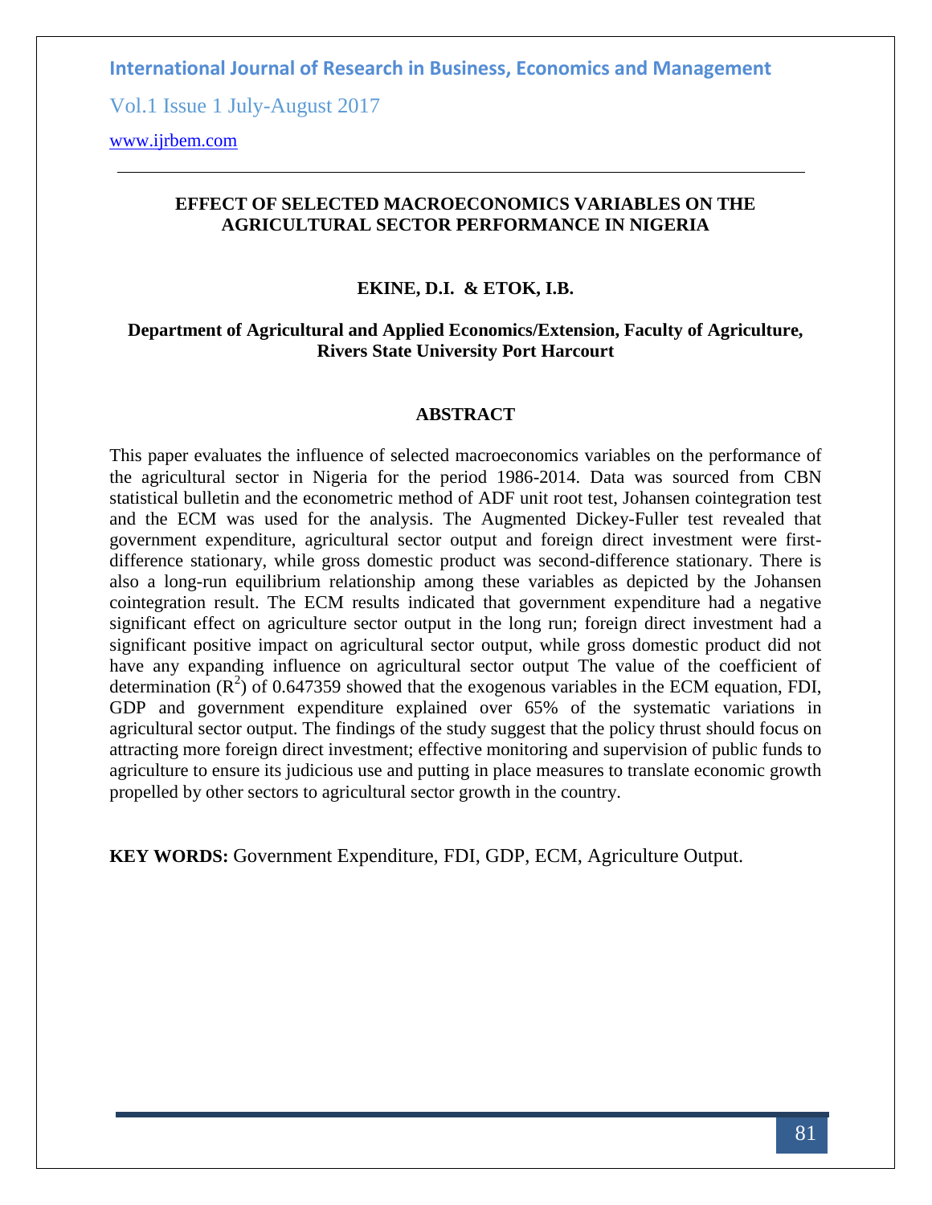# EFFECT OF SELECTED MACROECONOMICS VARIABLES ON THE AGRICULTURAL SECTOR PERFORMANCE IN NIGERIA

**EKINE, D.I. & ETOK, I.B.**

**Department of Agricultural and Applied Economics/Extension, Faculty of Agriculture, Rivers State University Port Harcourt**

## ABSTRACT

This paper evaluates the influence of selected macroeconomics variables on the performance of the agricultural sector in Nigeria for the period 1986-2014. Data was sourced from CBN statistical bulletin and the econometric method of ADF unit root test, Johansen cointegration test and the ECM was used for the analysis. The Augmented Dickey-Fuller test revealed that government expenditure, agricultural sector output and foreign direct investment were first-difference stationary, while gross domestic product was second-difference stationary. There is also a long-run equilibrium relationship among these variables as depicted by the Johansen cointegration result. The ECM results indicated that government expenditure had a negative significant effect on agriculture sector output in the long run; foreign direct investment had a significant positive impact on agricultural sector output, while gross domestic product did not have any expanding influence on agricultural sector output The value of the coefficient of determination ($R^2$) of 0.647359 showed that the exogenous variables in the ECM equation, FDI, GDP and government expenditure explained over 65% of the systematic variations in agricultural sector output. The findings of the study suggest that the policy thrust should focus on attracting more foreign direct investment; effective monitoring and supervision of public funds to agriculture to ensure its judicious use and putting in place measures to translate economic growth propelled by other sectors to agricultural sector growth in the country.

**KEY WORDS:** Government Expenditure, FDI, GDP, ECM, Agriculture Output.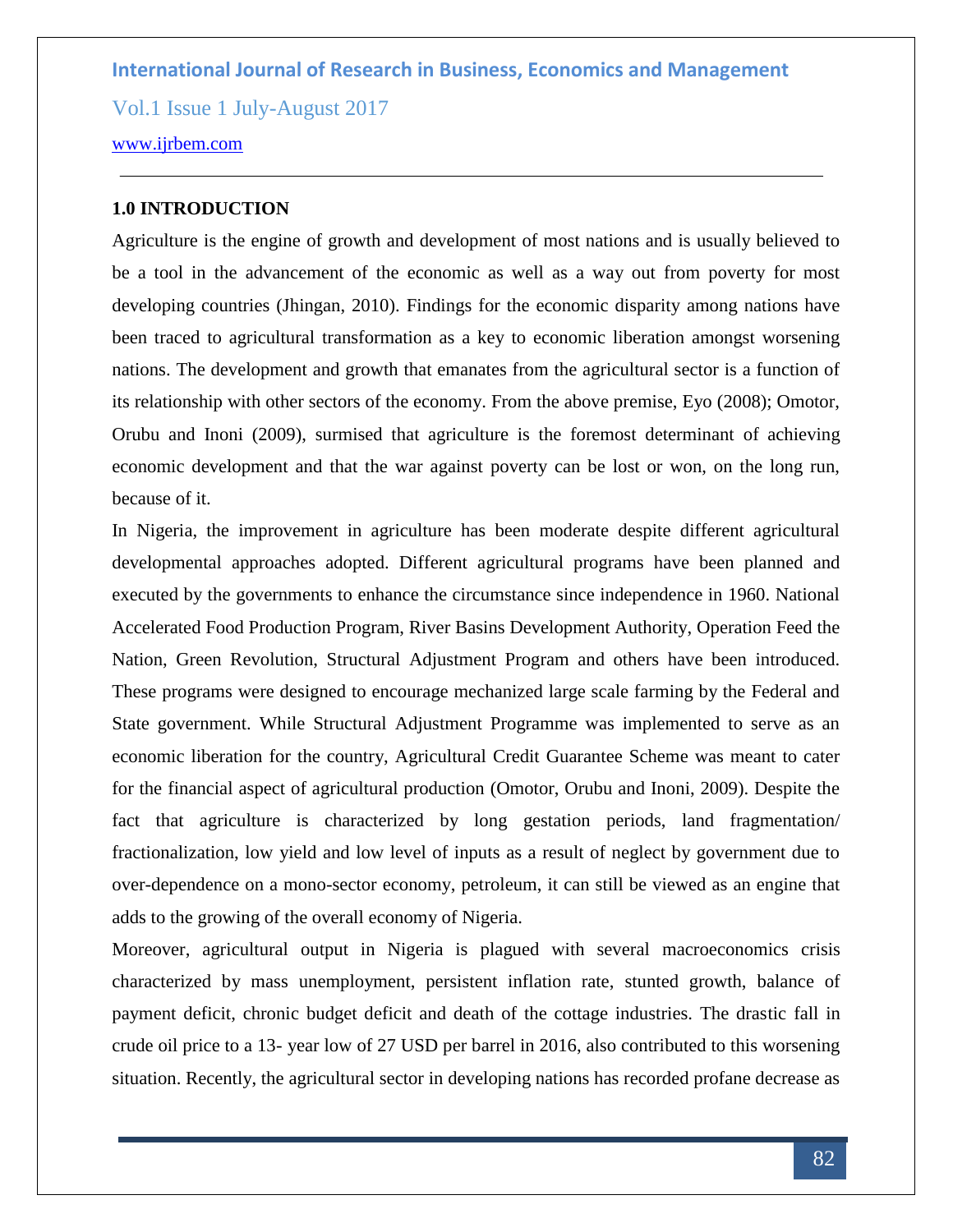## 1.0 INTRODUCTION

Agriculture is the engine of growth and development of most nations and is usually believed to be a tool in the advancement of the economic as well as a way out from poverty for most developing countries (Jhingan, 2010). Findings for the economic disparity among nations have been traced to agricultural transformation as a key to economic liberation amongst worsening nations. The development and growth that emanates from the agricultural sector is a function of its relationship with other sectors of the economy. From the above premise, Eyo (2008); Omotor, Orubu and Inoni (2009), surmised that agriculture is the foremost determinant of achieving economic development and that the war against poverty can be lost or won, on the long run, because of it.

In Nigeria, the improvement in agriculture has been moderate despite different agricultural developmental approaches adopted. Different agricultural programs have been planned and executed by the governments to enhance the circumstance since independence in 1960. National Accelerated Food Production Program, River Basins Development Authority, Operation Feed the Nation, Green Revolution, Structural Adjustment Program and others have been introduced. These programs were designed to encourage mechanized large scale farming by the Federal and State government. While Structural Adjustment Programme was implemented to serve as an economic liberation for the country, Agricultural Credit Guarantee Scheme was meant to cater for the financial aspect of agricultural production (Omotor, Orubu and Inoni, 2009). Despite the fact that agriculture is characterized by long gestation periods, land fragmentation/ fractionalization, low yield and low level of inputs as a result of neglect by government due to over-dependence on a mono-sector economy, petroleum, it can still be viewed as an engine that adds to the growing of the overall economy of Nigeria.

Moreover, agricultural output in Nigeria is plagued with several macroeconomics crisis characterized by mass unemployment, persistent inflation rate, stunted growth, balance of payment deficit, chronic budget deficit and death of the cottage industries. The drastic fall in crude oil price to a 13- year low of 27 USD per barrel in 2016, also contributed to this worsening situation. Recently, the agricultural sector in developing nations has recorded profane decrease as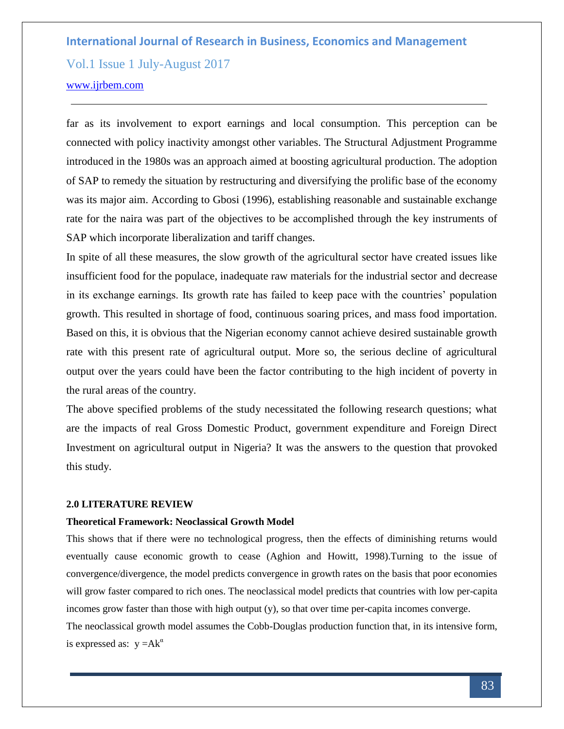far as its involvement to export earnings and local consumption. This perception can be connected with policy inactivity amongst other variables. The Structural Adjustment Programme introduced in the 1980s was an approach aimed at boosting agricultural production. The adoption of SAP to remedy the situation by restructuring and diversifying the prolific base of the economy was its major aim. According to Gbosi (1996), establishing reasonable and sustainable exchange rate for the naira was part of the objectives to be accomplished through the key instruments of SAP which incorporate liberalization and tariff changes.

In spite of all these measures, the slow growth of the agricultural sector have created issues like insufficient food for the populace, inadequate raw materials for the industrial sector and decrease in its exchange earnings. Its growth rate has failed to keep pace with the countries' population growth. This resulted in shortage of food, continuous soaring prices, and mass food importation. Based on this, it is obvious that the Nigerian economy cannot achieve desired sustainable growth rate with this present rate of agricultural output. More so, the serious decline of agricultural output over the years could have been the factor contributing to the high incident of poverty in the rural areas of the country.

The above specified problems of the study necessitated the following research questions; what are the impacts of real Gross Domestic Product, government expenditure and Foreign Direct Investment on agricultural output in Nigeria? It was the answers to the question that provoked this study.

## 2.0 LITERATURE REVIEW

### Theoretical Framework: Neoclassical Growth Model

This shows that if there were no technological progress, then the effects of diminishing returns would eventually cause economic growth to cease (Aghion and Howitt, 1998).Turning to the issue of convergence/divergence, the model predicts convergence in growth rates on the basis that poor economies will grow faster compared to rich ones. The neoclassical model predicts that countries with low per-capita incomes grow faster than those with high output (y), so that over time per-capita incomes converge.

The neoclassical growth model assumes the Cobb-Douglas production function that, in its intensive form, is expressed as: $y = Ak^{\alpha}$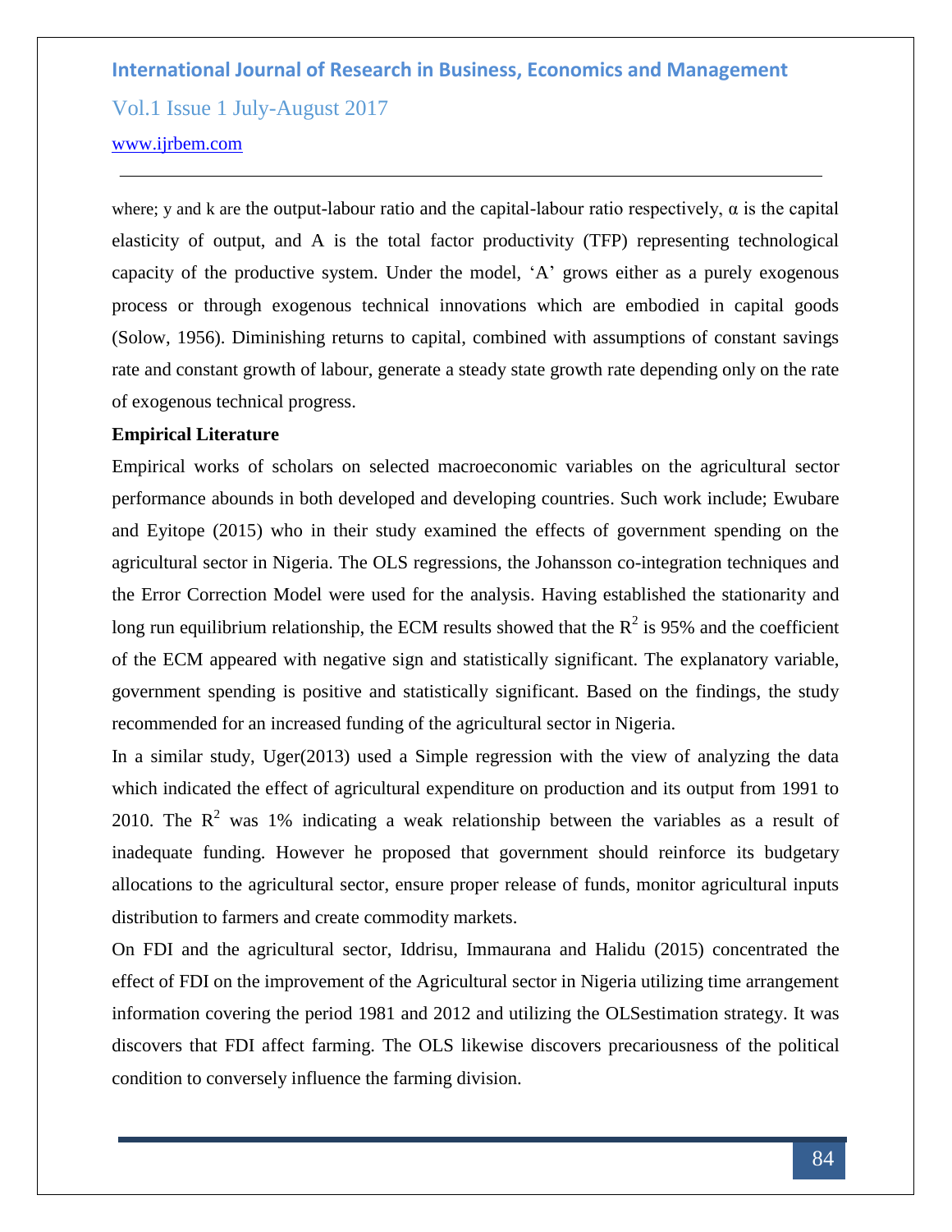where; y and k are the output-labour ratio and the capital-labour ratio respectively, α is the capital elasticity of output, and A is the total factor productivity (TFP) representing technological capacity of the productive system. Under the model, 'A' grows either as a purely exogenous process or through exogenous technical innovations which are embodied in capital goods (Solow, 1956). Diminishing returns to capital, combined with assumptions of constant savings rate and constant growth of labour, generate a steady state growth rate depending only on the rate of exogenous technical progress.

**Empirical Literature**

Empirical works of scholars on selected macroeconomic variables on the agricultural sector performance abounds in both developed and developing countries. Such work include; Ewubare and Eyitope (2015) who in their study examined the effects of government spending on the agricultural sector in Nigeria. The OLS regressions, the Johansson co-integration techniques and the Error Correction Model were used for the analysis. Having established the stationarity and long run equilibrium relationship, the ECM results showed that the $R^2$ is 95% and the coefficient of the ECM appeared with negative sign and statistically significant. The explanatory variable, government spending is positive and statistically significant. Based on the findings, the study recommended for an increased funding of the agricultural sector in Nigeria.

In a similar study, Uger(2013) used a Simple regression with the view of analyzing the data which indicated the effect of agricultural expenditure on production and its output from 1991 to 2010. The $R^2$ was 1% indicating a weak relationship between the variables as a result of inadequate funding. However he proposed that government should reinforce its budgetary allocations to the agricultural sector, ensure proper release of funds, monitor agricultural inputs distribution to farmers and create commodity markets.

On FDI and the agricultural sector, Iddrisu, Immaurana and Halidu (2015) concentrated the effect of FDI on the improvement of the Agricultural sector in Nigeria utilizing time arrangement information covering the period 1981 and 2012 and utilizing the OLSestimation strategy. It was discovers that FDI affect farming. The OLS likewise discovers precariousness of the political condition to conversely influence the farming division.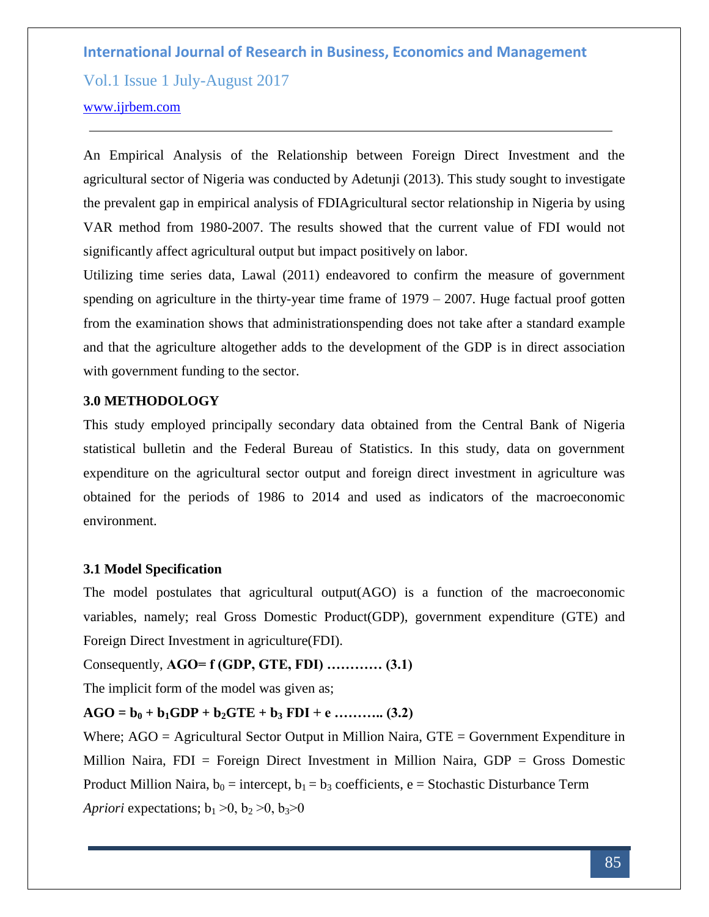An Empirical Analysis of the Relationship between Foreign Direct Investment and the agricultural sector of Nigeria was conducted by Adetunji (2013). This study sought to investigate the prevalent gap in empirical analysis of FDIAgricultural sector relationship in Nigeria by using VAR method from 1980-2007. The results showed that the current value of FDI would not significantly affect agricultural output but impact positively on labor.

Utilizing time series data, Lawal (2011) endeavored to confirm the measure of government spending on agriculture in the thirty-year time frame of 1979 – 2007. Huge factual proof gotten from the examination shows that administrationspending does not take after a standard example and that the agriculture altogether adds to the development of the GDP is in direct association with government funding to the sector.

## 3.0 METHODOLOGY

This study employed principally secondary data obtained from the Central Bank of Nigeria statistical bulletin and the Federal Bureau of Statistics. In this study, data on government expenditure on the agricultural sector output and foreign direct investment in agriculture was obtained for the periods of 1986 to 2014 and used as indicators of the macroeconomic environment.

### 3.1 Model Specification

The model postulates that agricultural output(AGO) is a function of the macroeconomic variables, namely; real Gross Domestic Product(GDP), government expenditure (GTE) and Foreign Direct Investment in agriculture(FDI).

Consequently, **AGO= f (GDP, GTE, FDI) ………… (3.1)**

The implicit form of the model was given as;

$$\mathbf{AGO = b_0 + b_1 GDP + b_2 GTE + b_3\, FDI + e \;\ldots\ldots\ldots\ldots\; (3.2)}$$

Where; AGO = Agricultural Sector Output in Million Naira, GTE = Government Expenditure in Million Naira, FDI = Foreign Direct Investment in Million Naira, GDP = Gross Domestic Product Million Naira, $b_0$ = intercept, $b_1 = b_3$ coefficients, e = Stochastic Disturbance Term

*Apriori* expectations; $b_1 > 0$, $b_2 > 0$, $b_3 > 0$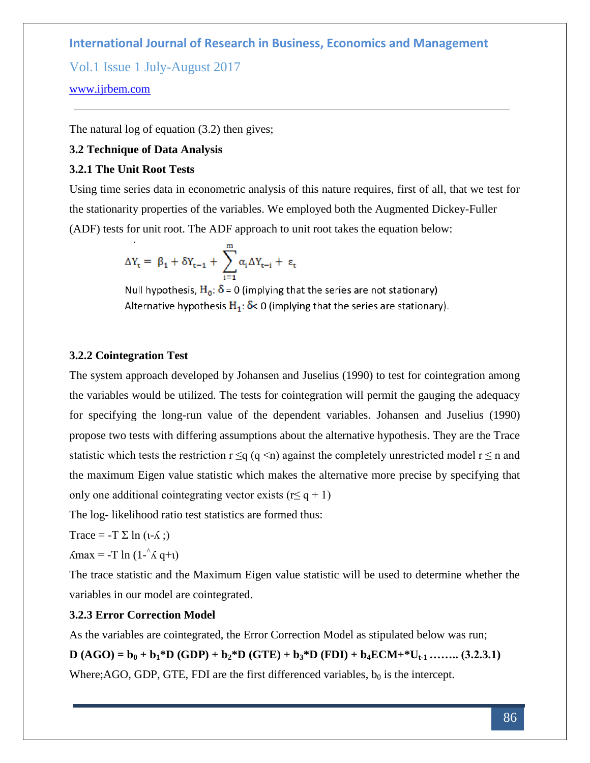The natural log of equation (3.2) then gives;

### 3.2 Technique of Data Analysis

### 3.2.1 The Unit Root Tests

Using time series data in econometric analysis of this nature requires, first of all, that we test for the stationarity properties of the variables. We employed both the Augmented Dickey-Fuller (ADF) tests for unit root. The ADF approach to unit root takes the equation below:

$$\Delta Y_t = \beta_1 + \delta Y_{t-1} + \sum_{i=1}^{m} \alpha_i \Delta Y_{t-i} + \varepsilon_t$$

Null hypothesis, $H_0$: $\delta = 0$ (implying that the series are not stationary)

Alternative hypothesis $H_1$: $\delta < 0$ (implying that the series are stationary).

### 3.2.2 Cointegration Test

The system approach developed by Johansen and Juselius (1990) to test for cointegration among the variables would be utilized. The tests for cointegration will permit the gauging the adequacy for specifying the long-run value of the dependent variables. Johansen and Juselius (1990) propose two tests with differing assumptions about the alternative hypothesis. They are the Trace statistic which tests the restriction $r \leq q$ ($q < n$) against the completely unrestricted model $r \leq n$ and the maximum Eigen value statistic which makes the alternative more precise by specifying that only one additional cointegrating vector exists ($r \leq q + 1$)

The log- likelihood ratio test statistics are formed thus:

Trace = $-T \Sigma \ln (\iota - \lambda ;)$

$\lambda$max = $-T \ln (1 - {}^{\wedge}\lambda \; q + \iota)$

The trace statistic and the Maximum Eigen value statistic will be used to determine whether the variables in our model are cointegrated.

### 3.2.3 Error Correction Model

As the variables are cointegrated, the Error Correction Model as stipulated below was run;

**D (AGO) = $b_0$ + $b_1$\*D (GDP) + $b_2$\*D (GTE) + $b_3$\*D (FDI) + $b_4$ECM+\*$U_{t-1}$ …….. (3.2.3.1)**

Where;AGO, GDP, GTE, FDI are the first differenced variables, $b_0$ is the intercept.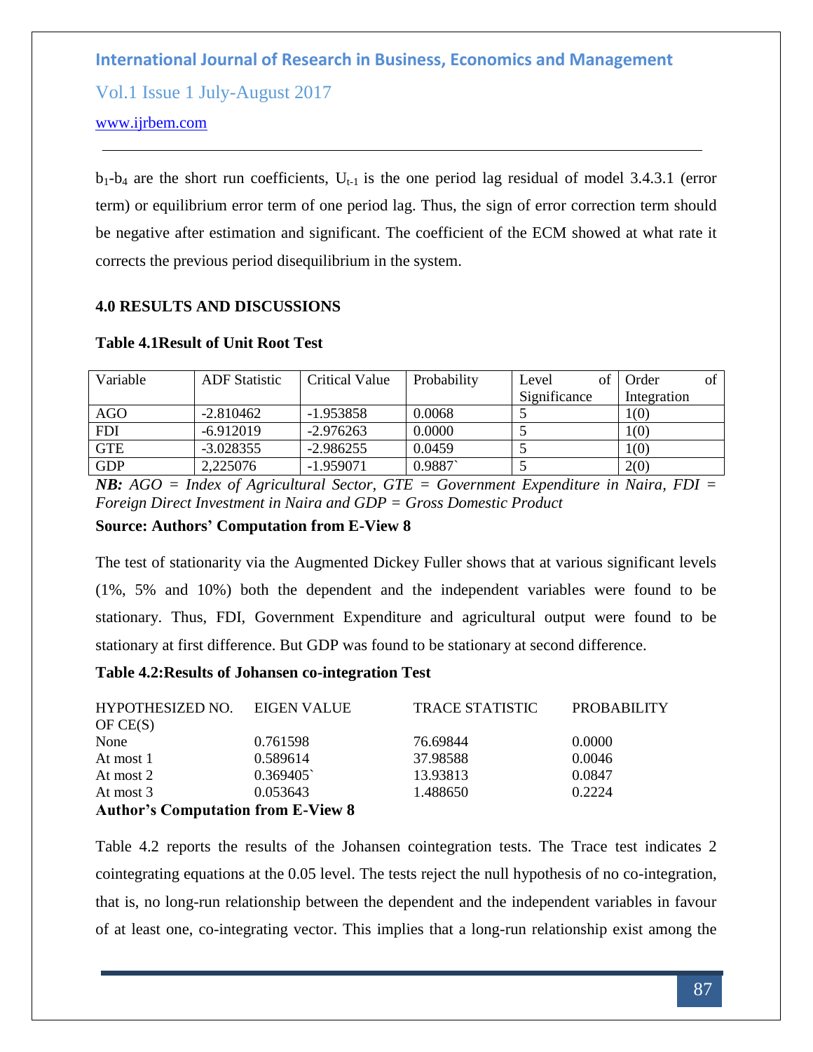$b_1$-$b_4$ are the short run coefficients, $U_{t-1}$ is the one period lag residual of model 3.4.3.1 (error term) or equilibrium error term of one period lag. Thus, the sign of error correction term should be negative after estimation and significant. The coefficient of the ECM showed at what rate it corrects the previous period disequilibrium in the system.

## 4.0 RESULTS AND DISCUSSIONS

**Table 4.1Result of Unit Root Test**

| Variable | ADF Statistic | Critical Value | Probability | Level of Significance | Order of Integration |
|---|---|---|---|---|---|
| AGO | -2.810462 | -1.953858 | 0.0068 | 5 | 1(0) |
| FDI | -6.912019 | -2.976263 | 0.0000 | 5 | 1(0) |
| GTE | -3.028355 | -2.986255 | 0.0459 | 5 | 1(0) |
| GDP | 2,225076 | -1.959071 | 0.9887` | 5 | 2(0) |

***NB:*** *AGO = Index of Agricultural Sector, GTE = Government Expenditure in Naira, FDI = Foreign Direct Investment in Naira and GDP = Gross Domestic Product*

**Source: Authors' Computation from E-View 8**

The test of stationarity via the Augmented Dickey Fuller shows that at various significant levels (1%, 5% and 10%) both the dependent and the independent variables were found to be stationary. Thus, FDI, Government Expenditure and agricultural output were found to be stationary at first difference. But GDP was found to be stationary at second difference.

**Table 4.2:Results of Johansen co-integration Test**

| HYPOTHESIZED NO. OF CE(S) | EIGEN VALUE | TRACE STATISTIC | PROBABILITY |
|---|---|---|---|
| None | 0.761598 | 76.69844 | 0.0000 |
| At most 1 | 0.589614 | 37.98588 | 0.0046 |
| At most 2 | 0.369405` | 13.93813 | 0.0847 |
| At most 3 | 0.053643 | 1.488650 | 0.2224 |

**Author's Computation from E-View 8**

Table 4.2 reports the results of the Johansen cointegration tests. The Trace test indicates 2 cointegrating equations at the 0.05 level. The tests reject the null hypothesis of no co-integration, that is, no long-run relationship between the dependent and the independent variables in favour of at least one, co-integrating vector. This implies that a long-run relationship exist among the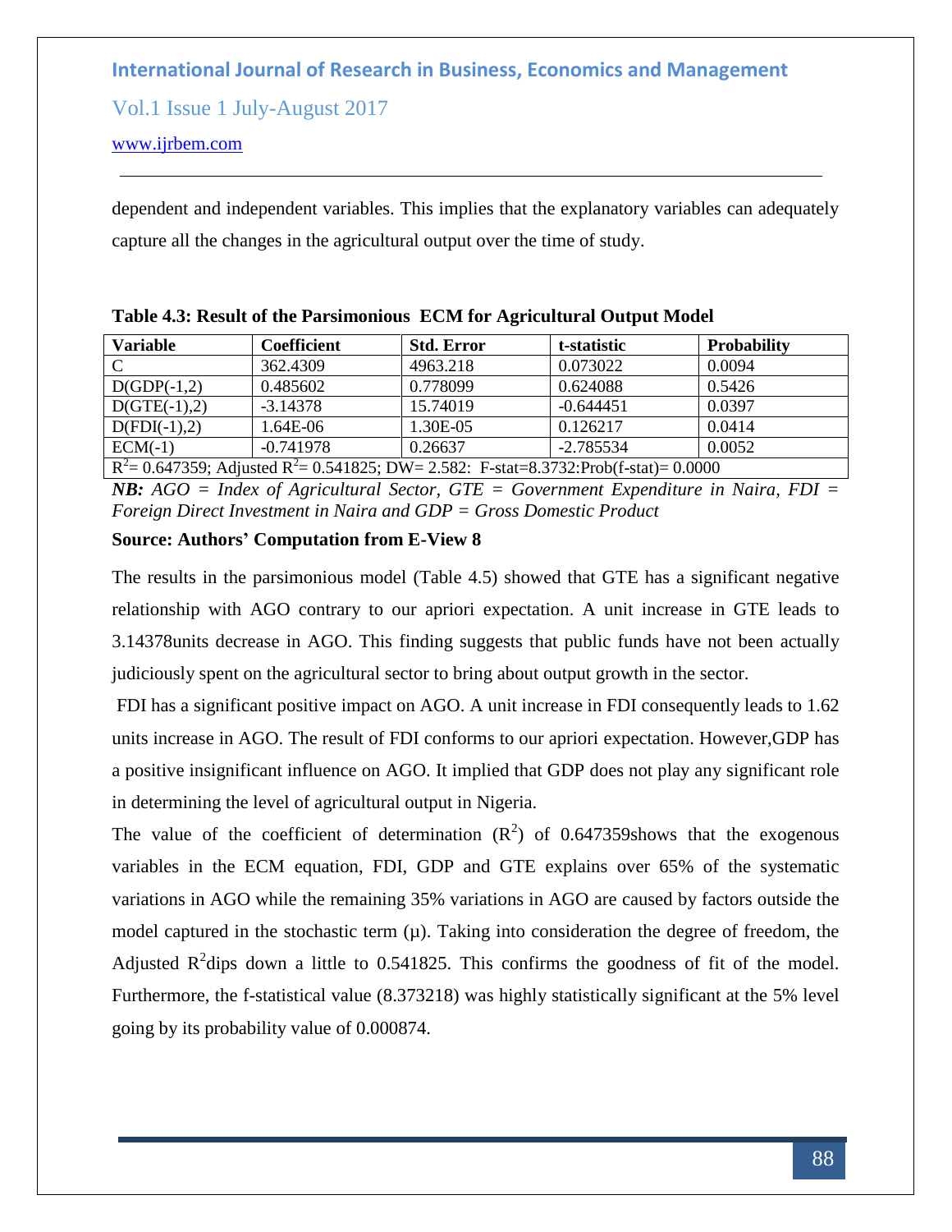dependent and independent variables. This implies that the explanatory variables can adequately capture all the changes in the agricultural output over the time of study.

**Table 4.3: Result of the Parsimonious ECM for Agricultural Output Model**

| Variable | Coefficient | Std. Error | t-statistic | Probability |
|---|---|---|---|---|
| C | 362.4309 | 4963.218 | 0.073022 | 0.0094 |
| D(GDP(-1,2) | 0.485602 | 0.778099 | 0.624088 | 0.5426 |
| D(GTE(-1),2) | -3.14378 | 15.74019 | -0.644451 | 0.0397 |
| D(FDI(-1),2) | 1.64E-06 | 1.30E-05 | 0.126217 | 0.0414 |
| ECM(-1) | -0.741978 | 0.26637 | -2.785534 | 0.0052 |
| $R^2$= 0.647359; Adjusted $R^2$= 0.541825; DW= 2.582: F-stat=8.3732:Prob(f-stat)= 0.0000 | | | | |

***NB:*** *AGO = Index of Agricultural Sector, GTE = Government Expenditure in Naira, FDI = Foreign Direct Investment in Naira and GDP = Gross Domestic Product*

**Source: Authors' Computation from E-View 8**

The results in the parsimonious model (Table 4.5) showed that GTE has a significant negative relationship with AGO contrary to our apriori expectation. A unit increase in GTE leads to 3.14378units decrease in AGO. This finding suggests that public funds have not been actually judiciously spent on the agricultural sector to bring about output growth in the sector.

FDI has a significant positive impact on AGO. A unit increase in FDI consequently leads to 1.62 units increase in AGO. The result of FDI conforms to our apriori expectation. However,GDP has a positive insignificant influence on AGO. It implied that GDP does not play any significant role in determining the level of agricultural output in Nigeria.

The value of the coefficient of determination ($R^2$) of 0.647359shows that the exogenous variables in the ECM equation, FDI, GDP and GTE explains over 65% of the systematic variations in AGO while the remaining 35% variations in AGO are caused by factors outside the model captured in the stochastic term (µ). Taking into consideration the degree of freedom, the Adjusted $R^2$dips down a little to 0.541825. This confirms the goodness of fit of the model. Furthermore, the f-statistical value (8.373218) was highly statistically significant at the 5% level going by its probability value of 0.000874.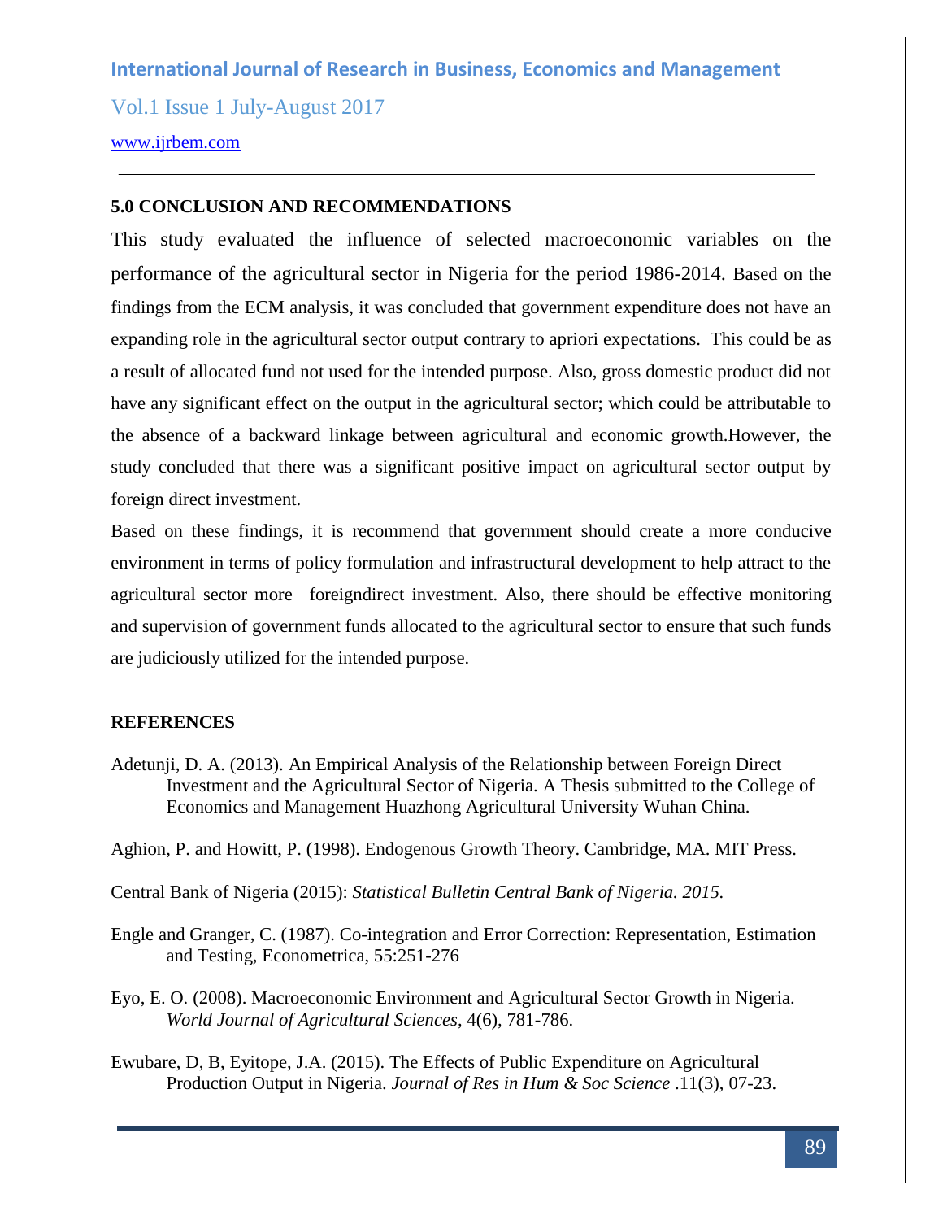## 5.0 CONCLUSION AND RECOMMENDATIONS

This study evaluated the influence of selected macroeconomic variables on the performance of the agricultural sector in Nigeria for the period 1986-2014. Based on the findings from the ECM analysis, it was concluded that government expenditure does not have an expanding role in the agricultural sector output contrary to apriori expectations. This could be as a result of allocated fund not used for the intended purpose. Also, gross domestic product did not have any significant effect on the output in the agricultural sector; which could be attributable to the absence of a backward linkage between agricultural and economic growth.However, the study concluded that there was a significant positive impact on agricultural sector output by foreign direct investment.

Based on these findings, it is recommend that government should create a more conducive environment in terms of policy formulation and infrastructural development to help attract to the agricultural sector more foreigndirect investment. Also, there should be effective monitoring and supervision of government funds allocated to the agricultural sector to ensure that such funds are judiciously utilized for the intended purpose.

## REFERENCES

Adetunji, D. A. (2013). An Empirical Analysis of the Relationship between Foreign Direct Investment and the Agricultural Sector of Nigeria. A Thesis submitted to the College of Economics and Management Huazhong Agricultural University Wuhan China.

Aghion, P. and Howitt, P. (1998). Endogenous Growth Theory. Cambridge, MA. MIT Press.

Central Bank of Nigeria (2015): *Statistical Bulletin Central Bank of Nigeria. 2015.*

Engle and Granger, C. (1987). Co-integration and Error Correction: Representation, Estimation and Testing, Econometrica, 55:251-276

Eyo, E. O. (2008). Macroeconomic Environment and Agricultural Sector Growth in Nigeria. *World Journal of Agricultural Sciences*, 4(6), 781-786.

Ewubare, D, B, Eyitope, J.A. (2015). The Effects of Public Expenditure on Agricultural Production Output in Nigeria. *Journal of Res in Hum & Soc Science* .11(3), 07-23.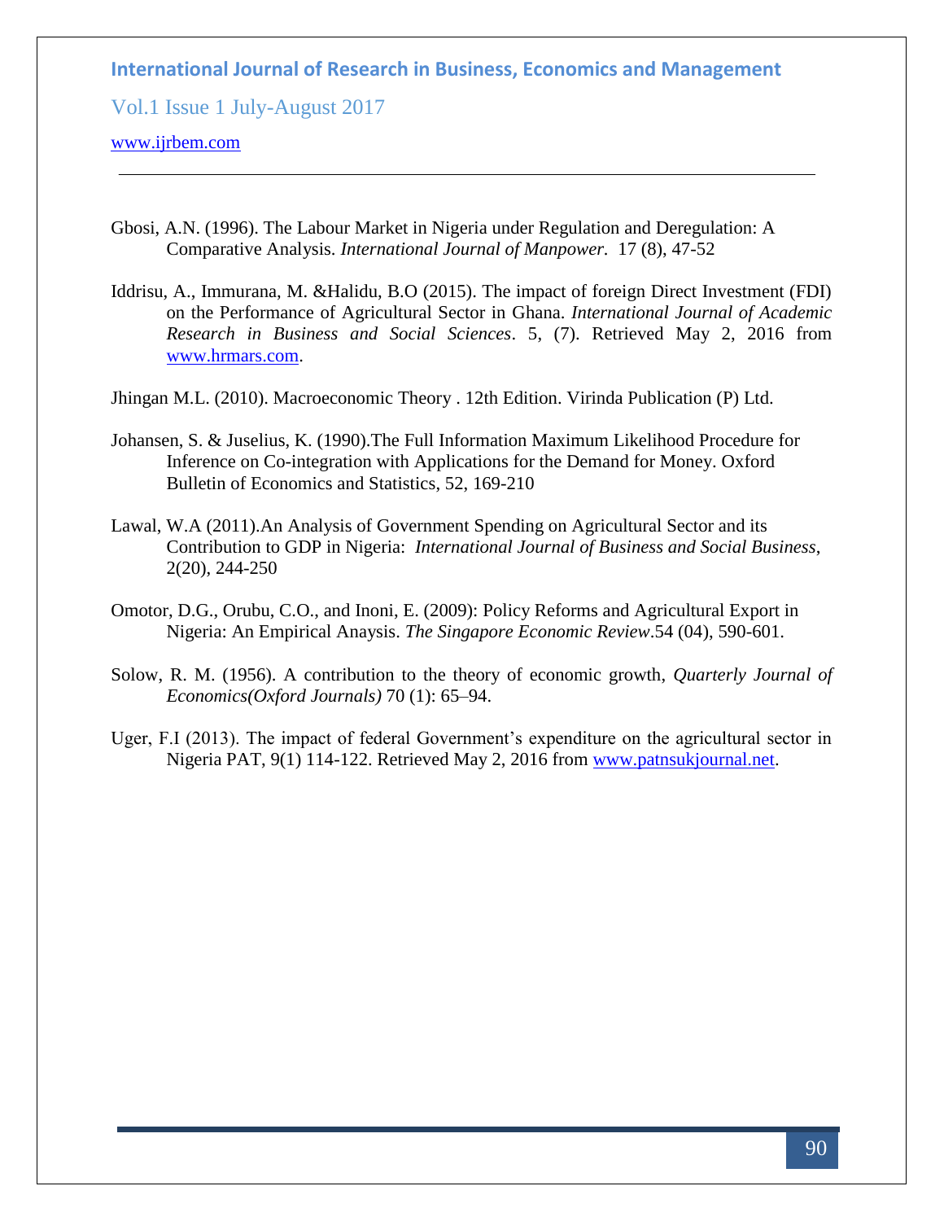Gbosi, A.N. (1996). The Labour Market in Nigeria under Regulation and Deregulation: A Comparative Analysis. *International Journal of Manpower*. 17 (8), 47-52

Iddrisu, A., Immurana, M. &Halidu, B.O (2015). The impact of foreign Direct Investment (FDI) on the Performance of Agricultural Sector in Ghana. *International Journal of Academic Research in Business and Social Sciences*. 5, (7). Retrieved May 2, 2016 from www.hrmars.com.

Jhingan M.L. (2010). Macroeconomic Theory . 12th Edition. Virinda Publication (P) Ltd.

Johansen, S. & Juselius, K. (1990).The Full Information Maximum Likelihood Procedure for Inference on Co-integration with Applications for the Demand for Money. Oxford Bulletin of Economics and Statistics, 52, 169-210

Lawal, W.A (2011).An Analysis of Government Spending on Agricultural Sector and its Contribution to GDP in Nigeria: *International Journal of Business and Social Business*, 2(20), 244-250

Omotor, D.G., Orubu, C.O., and Inoni, E. (2009): Policy Reforms and Agricultural Export in Nigeria: An Empirical Anaysis. *The Singapore Economic Review*.54 (04), 590-601.

Solow, R. M. (1956). A contribution to the theory of economic growth, *Quarterly Journal of Economics(Oxford Journals)* 70 (1): 65–94.

Uger, F.I (2013). The impact of federal Government's expenditure on the agricultural sector in Nigeria PAT, 9(1) 114-122. Retrieved May 2, 2016 from www.patnsukjournal.net.